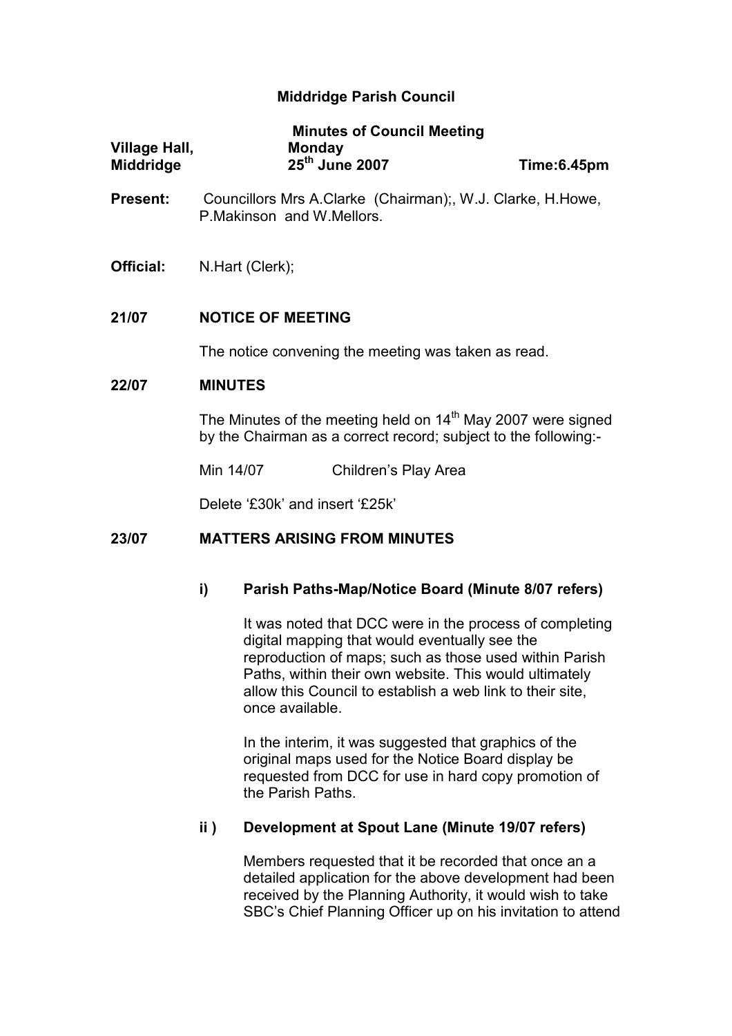# Middridge Parish Council

**Minutes of Council Meeting**

**Village Hall, Middridge** | **Monday 25th June 2007** | **Time:6.45pm**

**Present:** Councillors Mrs A.Clarke (Chairman);, W.J. Clarke, H.Howe, P.Makinson and W.Mellors.

**Official:** N.Hart (Clerk);

## 21/07 NOTICE OF MEETING

The notice convening the meeting was taken as read.

## 22/07 MINUTES

The Minutes of the meeting held on 14th May 2007 were signed by the Chairman as a correct record; subject to the following:-

Min 14/07 Children's Play Area

Delete '£30k' and insert '£25k'

## 23/07 MATTERS ARISING FROM MINUTES

### i) Parish Paths-Map/Notice Board (Minute 8/07 refers)

It was noted that DCC were in the process of completing digital mapping that would eventually see the reproduction of maps; such as those used within Parish Paths, within their own website. This would ultimately allow this Council to establish a web link to their site, once available.

In the interim, it was suggested that graphics of the original maps used for the Notice Board display be requested from DCC for use in hard copy promotion of the Parish Paths.

### ii ) Development at Spout Lane (Minute 19/07 refers)

Members requested that it be recorded that once an a detailed application for the above development had been received by the Planning Authority, it would wish to take SBC's Chief Planning Officer up on his invitation to attend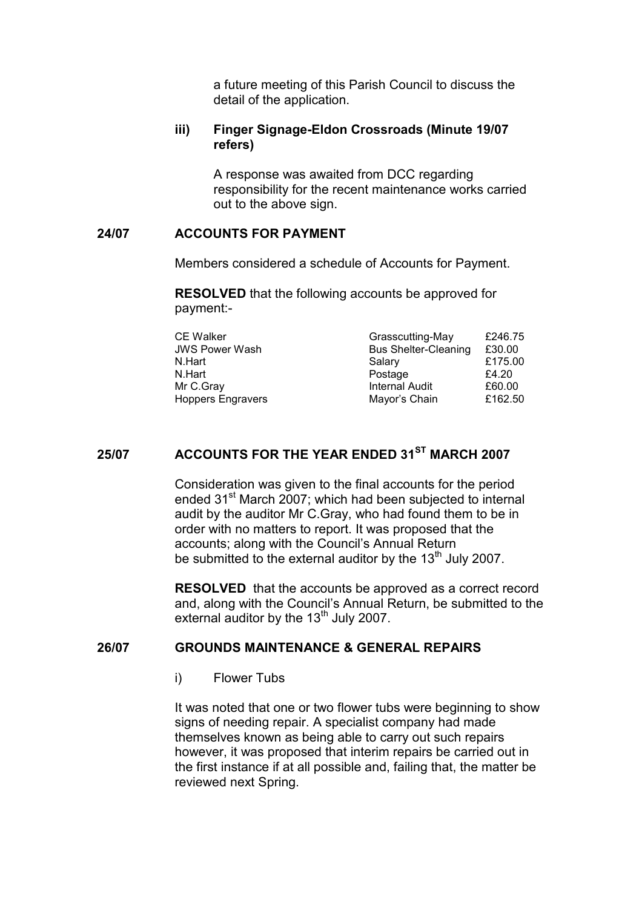a future meeting of this Parish Council to discuss the detail of the application.

**iii) Finger Signage-Eldon Crossroads (Minute 19/07 refers)**

A response was awaited from DCC regarding responsibility for the recent maintenance works carried out to the above sign.

## 24/07 ACCOUNTS FOR PAYMENT

Members considered a schedule of Accounts for Payment.

**RESOLVED** that the following accounts be approved for payment:-

| | | |
|---|---|---|
| CE Walker | Grasscutting-May | £246.75 |
| JWS Power Wash | Bus Shelter-Cleaning | £30.00 |
| N.Hart | Salary | £175.00 |
| N.Hart | Postage | £4.20 |
| Mr C.Gray | Internal Audit | £60.00 |
| Hoppers Engravers | Mayor's Chain | £162.50 |

## 25/07 ACCOUNTS FOR THE YEAR ENDED 31ST MARCH 2007

Consideration was given to the final accounts for the period ended 31st March 2007; which had been subjected to internal audit by the auditor Mr C.Gray, who had found them to be in order with no matters to report. It was proposed that the accounts; along with the Council's Annual Return be submitted to the external auditor by the 13th July 2007.

**RESOLVED** that the accounts be approved as a correct record and, along with the Council's Annual Return, be submitted to the external auditor by the 13th July 2007.

## 26/07 GROUNDS MAINTENANCE & GENERAL REPAIRS

i) Flower Tubs

It was noted that one or two flower tubs were beginning to show signs of needing repair. A specialist company had made themselves known as being able to carry out such repairs however, it was proposed that interim repairs be carried out in the first instance if at all possible and, failing that, the matter be reviewed next Spring.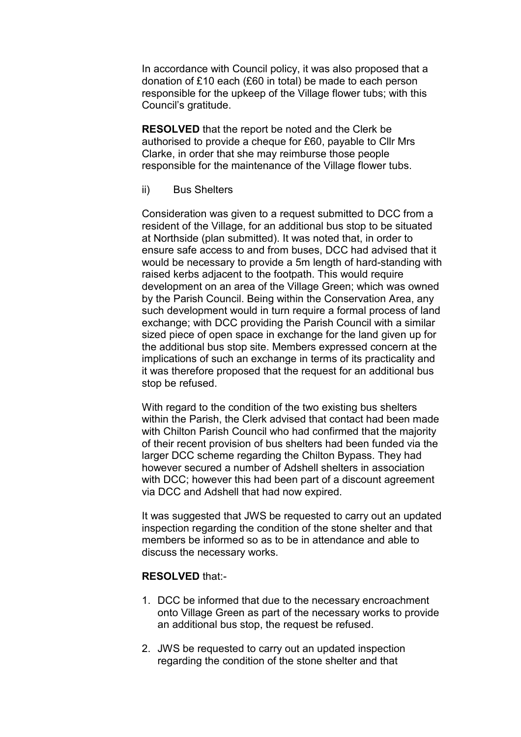In accordance with Council policy, it was also proposed that a donation of £10 each (£60 in total) be made to each person responsible for the upkeep of the Village flower tubs; with this Council's gratitude.

**RESOLVED** that the report be noted and the Clerk be authorised to provide a cheque for £60, payable to Cllr Mrs Clarke, in order that she may reimburse those people responsible for the maintenance of the Village flower tubs.

ii) Bus Shelters

Consideration was given to a request submitted to DCC from a resident of the Village, for an additional bus stop to be situated at Northside (plan submitted). It was noted that, in order to ensure safe access to and from buses, DCC had advised that it would be necessary to provide a 5m length of hard-standing with raised kerbs adjacent to the footpath. This would require development on an area of the Village Green; which was owned by the Parish Council. Being within the Conservation Area, any such development would in turn require a formal process of land exchange; with DCC providing the Parish Council with a similar sized piece of open space in exchange for the land given up for the additional bus stop site. Members expressed concern at the implications of such an exchange in terms of its practicality and it was therefore proposed that the request for an additional bus stop be refused.

With regard to the condition of the two existing bus shelters within the Parish, the Clerk advised that contact had been made with Chilton Parish Council who had confirmed that the majority of their recent provision of bus shelters had been funded via the larger DCC scheme regarding the Chilton Bypass. They had however secured a number of Adshell shelters in association with DCC; however this had been part of a discount agreement via DCC and Adshell that had now expired.

It was suggested that JWS be requested to carry out an updated inspection regarding the condition of the stone shelter and that members be informed so as to be in attendance and able to discuss the necessary works.

**RESOLVED** that:-

1. DCC be informed that due to the necessary encroachment onto Village Green as part of the necessary works to provide an additional bus stop, the request be refused.
2. JWS be requested to carry out an updated inspection regarding the condition of the stone shelter and that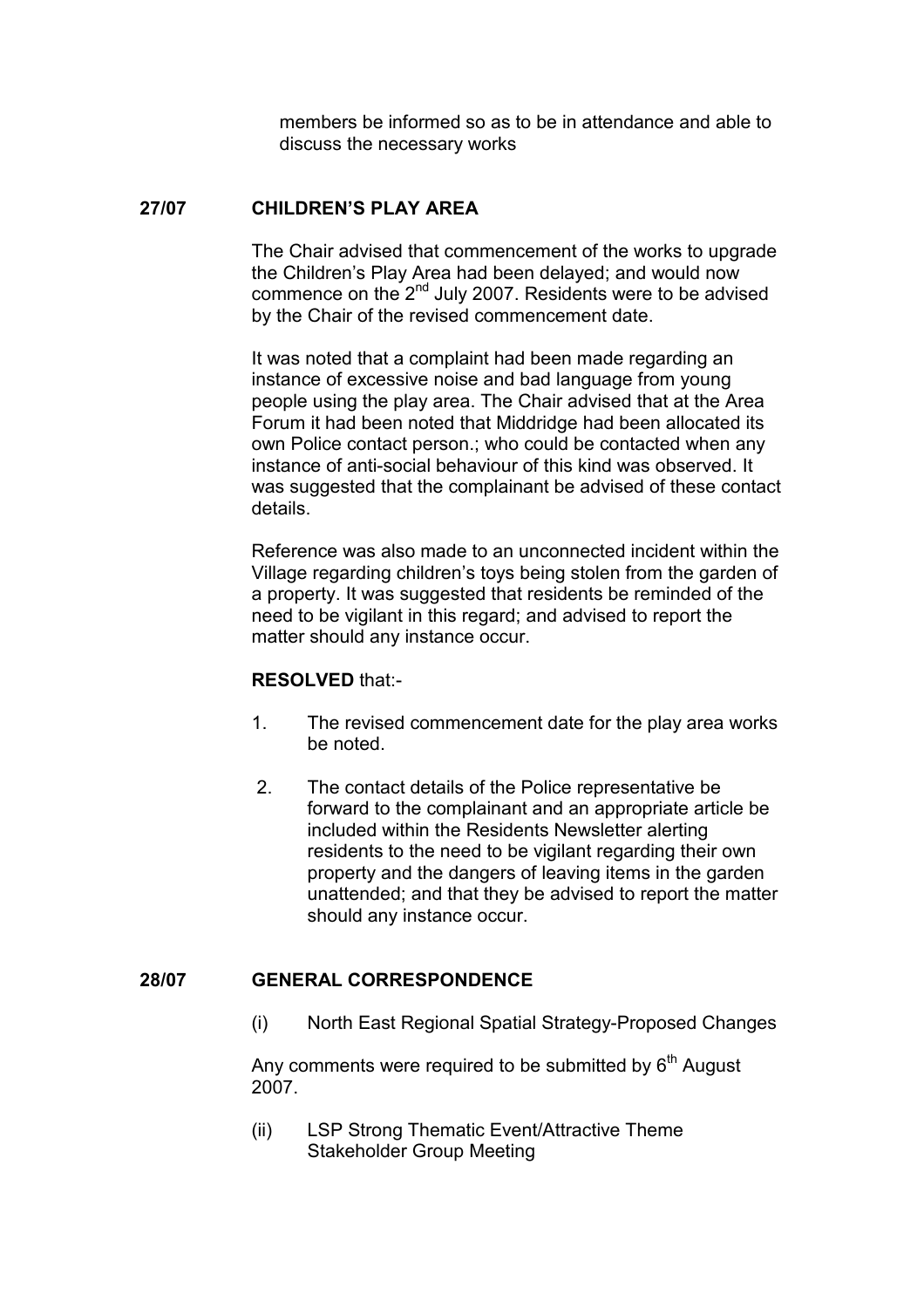members be informed so as to be in attendance and able to discuss the necessary works

**27/07 CHILDREN'S PLAY AREA**

The Chair advised that commencement of the works to upgrade the Children's Play Area had been delayed; and would now commence on the 2nd July 2007. Residents were to be advised by the Chair of the revised commencement date.

It was noted that a complaint had been made regarding an instance of excessive noise and bad language from young people using the play area. The Chair advised that at the Area Forum it had been noted that Middridge had been allocated its own Police contact person.; who could be contacted when any instance of anti-social behaviour of this kind was observed. It was suggested that the complainant be advised of these contact details.

Reference was also made to an unconnected incident within the Village regarding children's toys being stolen from the garden of a property. It was suggested that residents be reminded of the need to be vigilant in this regard; and advised to report the matter should any instance occur.

**RESOLVED** that:-

1. The revised commencement date for the play area works be noted.
2. The contact details of the Police representative be forward to the complainant and an appropriate article be included within the Residents Newsletter alerting residents to the need to be vigilant regarding their own property and the dangers of leaving items in the garden unattended; and that they be advised to report the matter should any instance occur.

**28/07 GENERAL CORRESPONDENCE**

(i) North East Regional Spatial Strategy-Proposed Changes

Any comments were required to be submitted by 6th August 2007.

(ii) LSP Strong Thematic Event/Attractive Theme Stakeholder Group Meeting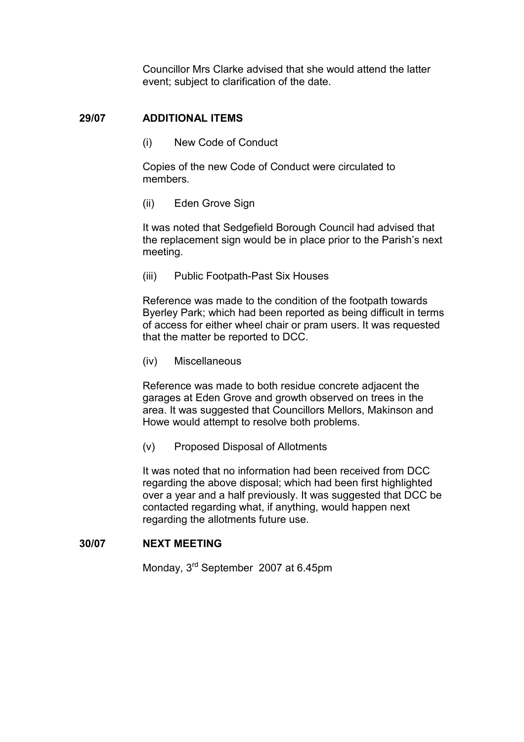Councillor Mrs Clarke advised that she would attend the latter event; subject to clarification of the date.

**29/07 ADDITIONAL ITEMS**

(i) New Code of Conduct

Copies of the new Code of Conduct were circulated to members.

(ii) Eden Grove Sign

It was noted that Sedgefield Borough Council had advised that the replacement sign would be in place prior to the Parish's next meeting.

(iii) Public Footpath-Past Six Houses

Reference was made to the condition of the footpath towards Byerley Park; which had been reported as being difficult in terms of access for either wheel chair or pram users. It was requested that the matter be reported to DCC.

(iv) Miscellaneous

Reference was made to both residue concrete adjacent the garages at Eden Grove and growth observed on trees in the area. It was suggested that Councillors Mellors, Makinson and Howe would attempt to resolve both problems.

(v) Proposed Disposal of Allotments

It was noted that no information had been received from DCC regarding the above disposal; which had been first highlighted over a year and a half previously. It was suggested that DCC be contacted regarding what, if anything, would happen next regarding the allotments future use.

**30/07 NEXT MEETING**

Monday, 3rd September 2007 at 6.45pm